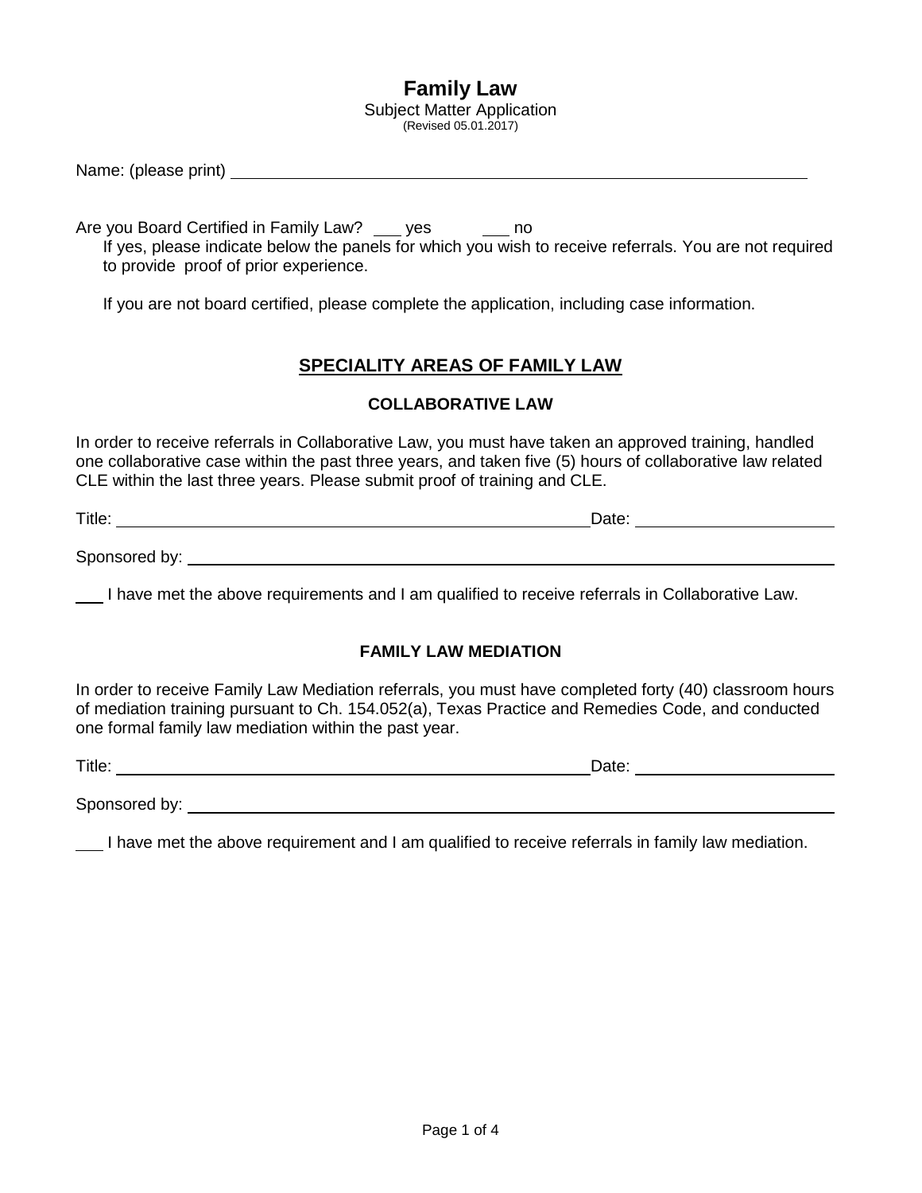# Family Law

Subject Matter Application
(Revised 05.01.2017)

Name: (please print) ____________________________________________

Are you Board Certified in Family Law? ___ yes ___ no

If yes, please indicate below the panels for which you wish to receive referrals. You are not required to provide proof of prior experience.

If you are not board certified, please complete the application, including case information.

## SPECIALITY AREAS OF FAMILY LAW

### COLLABORATIVE LAW

In order to receive referrals in Collaborative Law, you must have taken an approved training, handled one collaborative case within the past three years, and taken five (5) hours of collaborative law related CLE within the last three years. Please submit proof of training and CLE.

Title: ____________________________________ Date: ______________

Sponsored by: ____________________________________________

___ I have met the above requirements and I am qualified to receive referrals in Collaborative Law.

### FAMILY LAW MEDIATION

In order to receive Family Law Mediation referrals, you must have completed forty (40) classroom hours of mediation training pursuant to Ch. 154.052(a), Texas Practice and Remedies Code, and conducted one formal family law mediation within the past year.

Title: ____________________________________ Date: ______________

Sponsored by: ____________________________________________

___ I have met the above requirement and I am qualified to receive referrals in family law mediation.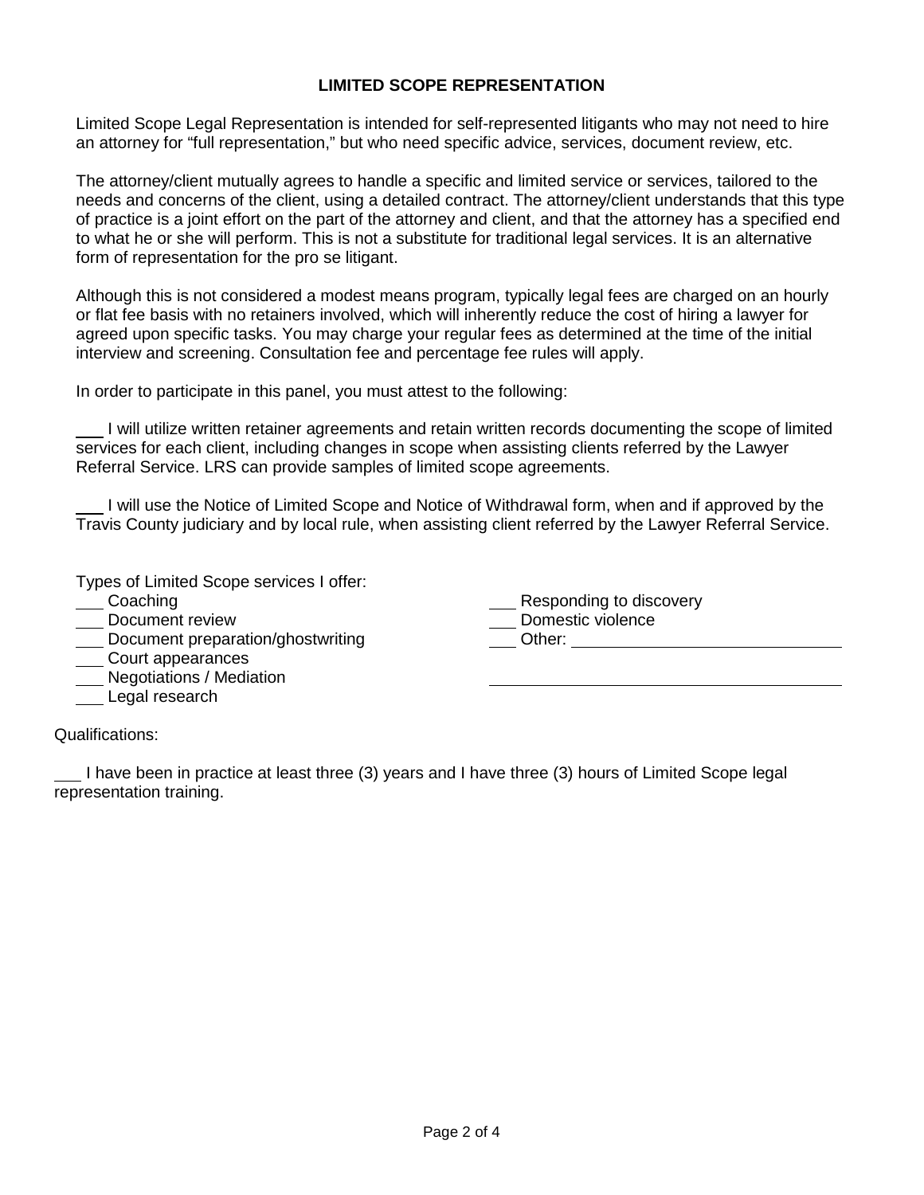## LIMITED SCOPE REPRESENTATION

Limited Scope Legal Representation is intended for self-represented litigants who may not need to hire an attorney for "full representation," but who need specific advice, services, document review, etc.

The attorney/client mutually agrees to handle a specific and limited service or services, tailored to the needs and concerns of the client, using a detailed contract. The attorney/client understands that this type of practice is a joint effort on the part of the attorney and client, and that the attorney has a specified end to what he or she will perform. This is not a substitute for traditional legal services. It is an alternative form of representation for the pro se litigant.

Although this is not considered a modest means program, typically legal fees are charged on an hourly or flat fee basis with no retainers involved, which will inherently reduce the cost of hiring a lawyer for agreed upon specific tasks. You may charge your regular fees as determined at the time of the initial interview and screening. Consultation fee and percentage fee rules will apply.

In order to participate in this panel, you must attest to the following:

___ I will utilize written retainer agreements and retain written records documenting the scope of limited services for each client, including changes in scope when assisting clients referred by the Lawyer Referral Service. LRS can provide samples of limited scope agreements.

___ I will use the Notice of Limited Scope and Notice of Withdrawal form, when and if approved by the Travis County judiciary and by local rule, when assisting client referred by the Lawyer Referral Service.

Types of Limited Scope services I offer:

___ Coaching
___ Document review
___ Document preparation/ghostwriting
___ Court appearances
___ Negotiations / Mediation
___ Legal research
___ Responding to discovery
___ Domestic violence
___ Other: ______________________________

__________________________________________

Qualifications:

___ I have been in practice at least three (3) years and I have three (3) hours of Limited Scope legal representation training.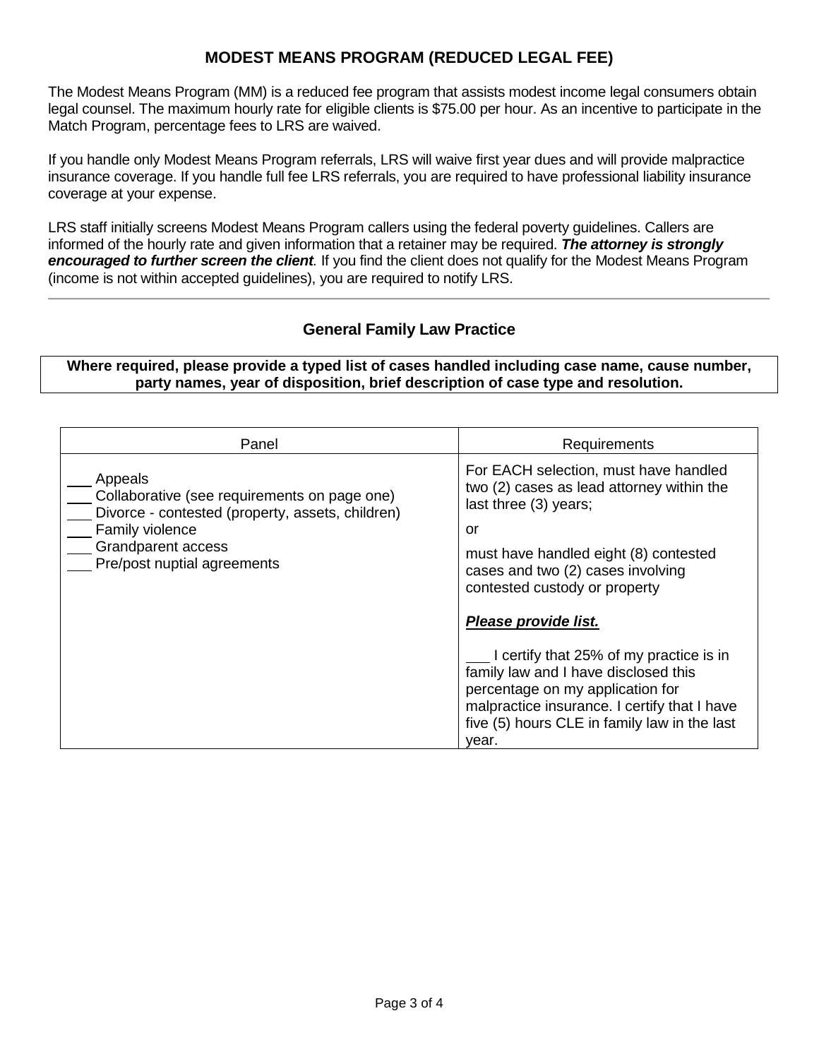## MODEST MEANS PROGRAM (REDUCED LEGAL FEE)

The Modest Means Program (MM) is a reduced fee program that assists modest income legal consumers obtain legal counsel. The maximum hourly rate for eligible clients is $75.00 per hour. As an incentive to participate in the Match Program, percentage fees to LRS are waived.

If you handle only Modest Means Program referrals, LRS will waive first year dues and will provide malpractice insurance coverage. If you handle full fee LRS referrals, you are required to have professional liability insurance coverage at your expense.

LRS staff initially screens Modest Means Program callers using the federal poverty guidelines. Callers are informed of the hourly rate and given information that a retainer may be required. ***The attorney is strongly encouraged to further screen the client***. If you find the client does not qualify for the Modest Means Program (income is not within accepted guidelines), you are required to notify LRS.

---

### General Family Law Practice

**Where required, please provide a typed list of cases handled including case name, cause number, party names, year of disposition, brief description of case type and resolution.**

| Panel | Requirements |
| --- | --- |
| ___ Appeals<br>___ Collaborative (see requirements on page one)<br>___ Divorce - contested (property, assets, children)<br>___ Family violence<br>___ Grandparent access<br>___ Pre/post nuptial agreements | For EACH selection, must have handled two (2) cases as lead attorney within the last three (3) years;<br><br>or<br><br>must have handled eight (8) contested cases and two (2) cases involving contested custody or property<br><br>***Please provide list.***<br><br>___ I certify that 25% of my practice is in family law and I have disclosed this percentage on my application for malpractice insurance. I certify that I have five (5) hours CLE in family law in the last year. |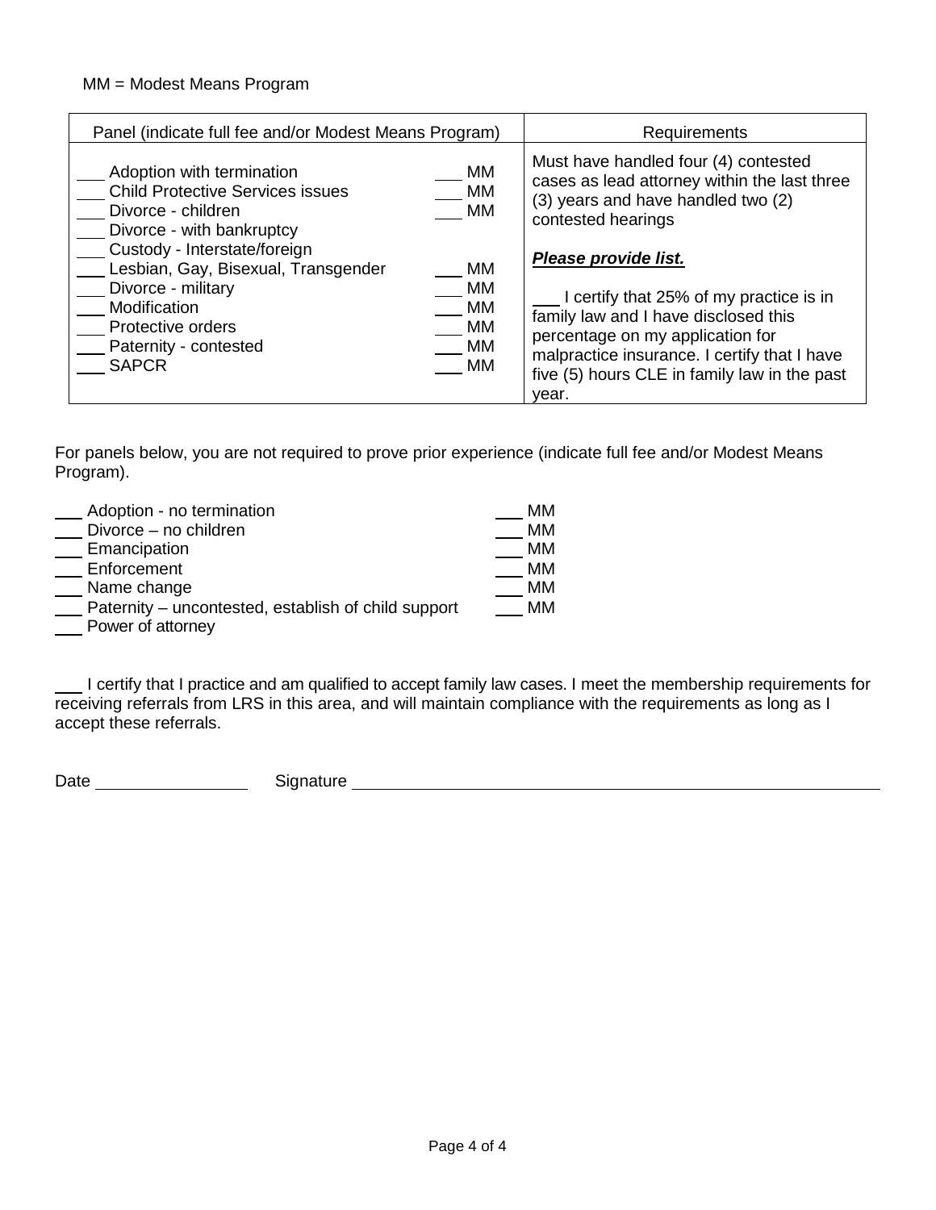MM = Modest Means Program

| Panel (indicate full fee and/or Modest Means Program) | | Requirements |
|---|---|---|
| ___ Adoption with termination | ___ MM | Must have handled four (4) contested cases as lead attorney within the last three (3) years and have handled two (2) contested hearings |
| ___ Child Protective Services issues | ___ MM | |
| ___ Divorce - children | ___ MM | |
| ___ Divorce - with bankruptcy | | |
| ___ Custody - Interstate/foreign | | ***Please provide list.*** |
| ___ Lesbian, Gay, Bisexual, Transgender | ___ MM | |
| ___ Divorce - military | ___ MM | ___ I certify that 25% of my practice is in family law and I have disclosed this percentage on my application for malpractice insurance. I certify that I have five (5) hours CLE in family law in the past year. |
| ___ Modification | ___ MM | |
| ___ Protective orders | ___ MM | |
| ___ Paternity - contested | ___ MM | |
| ___ SAPCR | ___ MM | |

For panels below, you are not required to prove prior experience (indicate full fee and/or Modest Means Program).

| | |
|---|---|
| ___ Adoption - no termination | ___ MM |
| ___ Divorce – no children | ___ MM |
| ___ Emancipation | ___ MM |
| ___ Enforcement | ___ MM |
| ___ Name change | ___ MM |
| ___ Paternity – uncontested, establish of child support | ___ MM |
| ___ Power of attorney | |

___ I certify that I practice and am qualified to accept family law cases. I meet the membership requirements for receiving referrals from LRS in this area, and will maintain compliance with the requirements as long as I accept these referrals.

Date ________________ Signature ____________________________________________